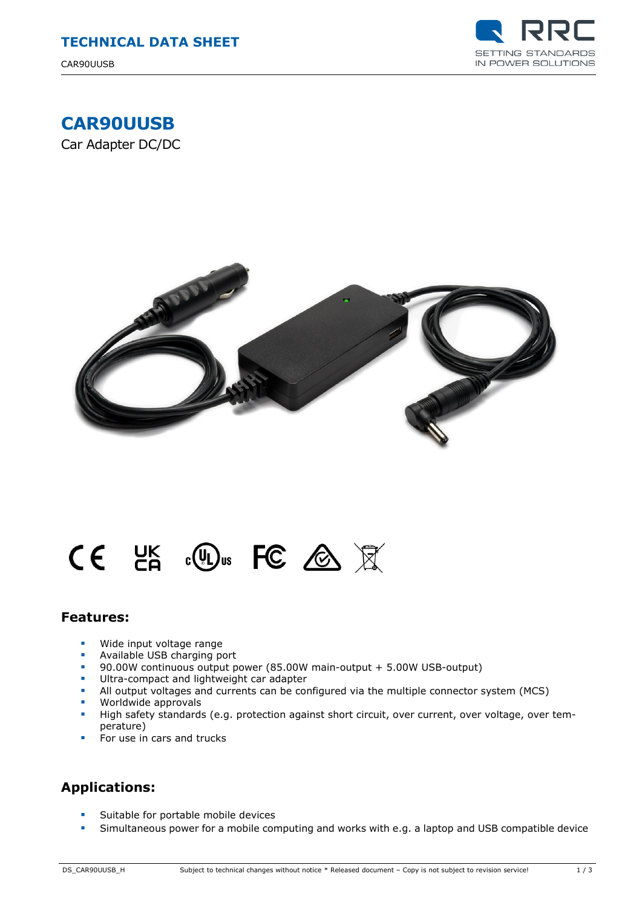# TECHNICAL DATA SHEET

CAR90UUSB

# CAR90UUSB

Car Adapter DC/DC

## Features:

- Wide input voltage range
- Available USB charging port
- 90.00W continuous output power (85.00W main-output + 5.00W USB-output)
- Ultra-compact and lightweight car adapter
- All output voltages and currents can be configured via the multiple connector system (MCS)
- Worldwide approvals
- High safety standards (e.g. protection against short circuit, over current, over voltage, over temperature)
- For use in cars and trucks

## Applications:

- Suitable for portable mobile devices
- Simultaneous power for a mobile computing and works with e.g. a laptop and USB compatible device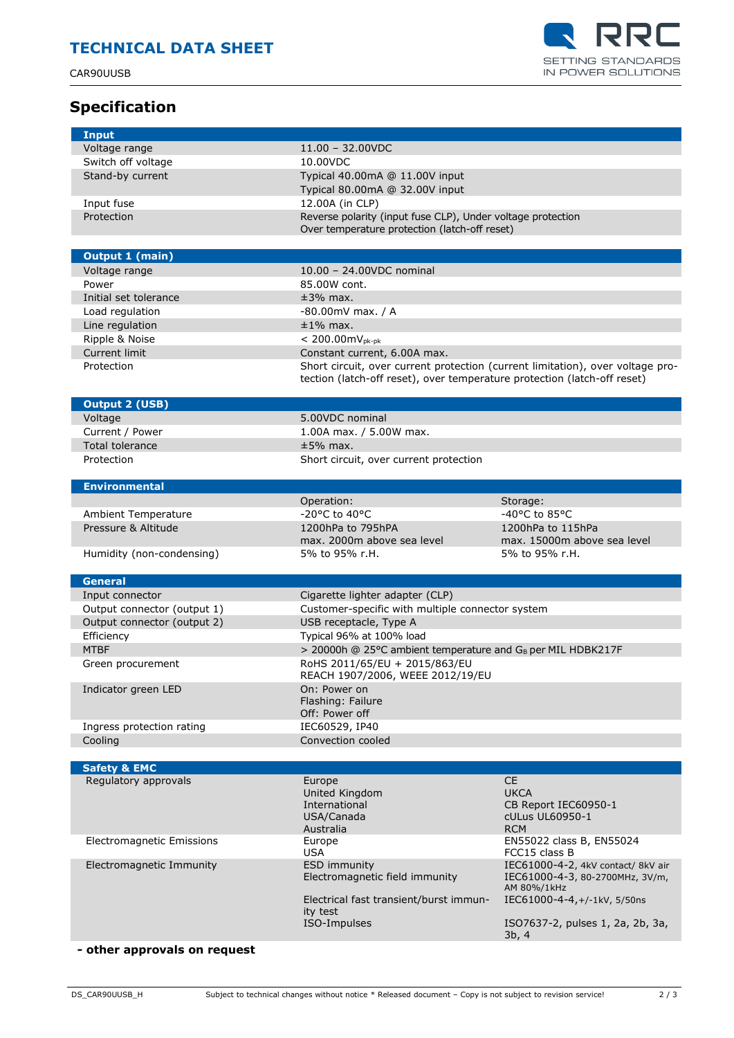# Specification

| Input | |
|---|---|
| Voltage range | 11.00 – 32.00VDC |
| Switch off voltage | 10.00VDC |
| Stand-by current | Typical 40.00mA @ 11.00V input<br>Typical 80.00mA @ 32.00V input |
| Input fuse | 12.00A (in CLP) |
| Protection | Reverse polarity (input fuse CLP), Under voltage protection<br>Over temperature protection (latch-off reset) |

| Output 1 (main) | |
|---|---|
| Voltage range | 10.00 – 24.00VDC nominal |
| Power | 85.00W cont. |
| Initial set tolerance | ±3% max. |
| Load regulation | -80.00mV max. / A |
| Line regulation | ±1% max. |
| Ripple & Noise | < 200.00mV$_{pk-pk}$ |
| Current limit | Constant current, 6.00A max. |
| Protection | Short circuit, over current protection (current limitation), over voltage protection (latch-off reset), over temperature protection (latch-off reset) |

| Output 2 (USB) | |
|---|---|
| Voltage | 5.00VDC nominal |
| Current / Power | 1.00A max. / 5.00W max. |
| Total tolerance | ±5% max. |
| Protection | Short circuit, over current protection |

| Environmental | | |
|---|---|---|
| | Operation: | Storage: |
| Ambient Temperature | -20°C to 40°C | -40°C to 85°C |
| Pressure & Altitude | 1200hPa to 795hPA<br>max. 2000m above sea level | 1200hPa to 115hPa<br>max. 15000m above sea level |
| Humidity (non-condensing) | 5% to 95% r.H. | 5% to 95% r.H. |

| General | |
|---|---|
| Input connector | Cigarette lighter adapter (CLP) |
| Output connector (output 1) | Customer-specific with multiple connector system |
| Output connector (output 2) | USB receptacle, Type A |
| Efficiency | Typical 96% at 100% load |
| MTBF | > 20000h @ 25°C ambient temperature and $G_B$ per MIL HDBK217F |
| Green procurement | RoHS 2011/65/EU + 2015/863/EU<br>REACH 1907/2006, WEEE 2012/19/EU |
| Indicator green LED | On: Power on<br>Flashing: Failure<br>Off: Power off |
| Ingress protection rating | IEC60529, IP40 |
| Cooling | Convection cooled |

| Safety & EMC | | |
|---|---|---|
| Regulatory approvals | Europe<br>United Kingdom<br>International<br>USA/Canada<br>Australia | CE<br>UKCA<br>CB Report IEC60950-1<br>cULus UL60950-1<br>RCM |
| Electromagnetic Emissions | Europe<br>USA | EN55022 class B, EN55024<br>FCC15 class B |
| Electromagnetic Immunity | ESD immunity<br>Electromagnetic field immunity<br>Electrical fast transient/burst immunity test<br>ISO-Impulses | IEC61000-4-2, 4kV contact/ 8kV air<br>IEC61000-4-3, 80-2700MHz, 3V/m, AM 80%/1kHz<br>IEC61000-4-4,+/-1kV, 5/50ns<br>ISO7637-2, pulses 1, 2a, 2b, 3a, 3b, 4 |

**- other approvals on request**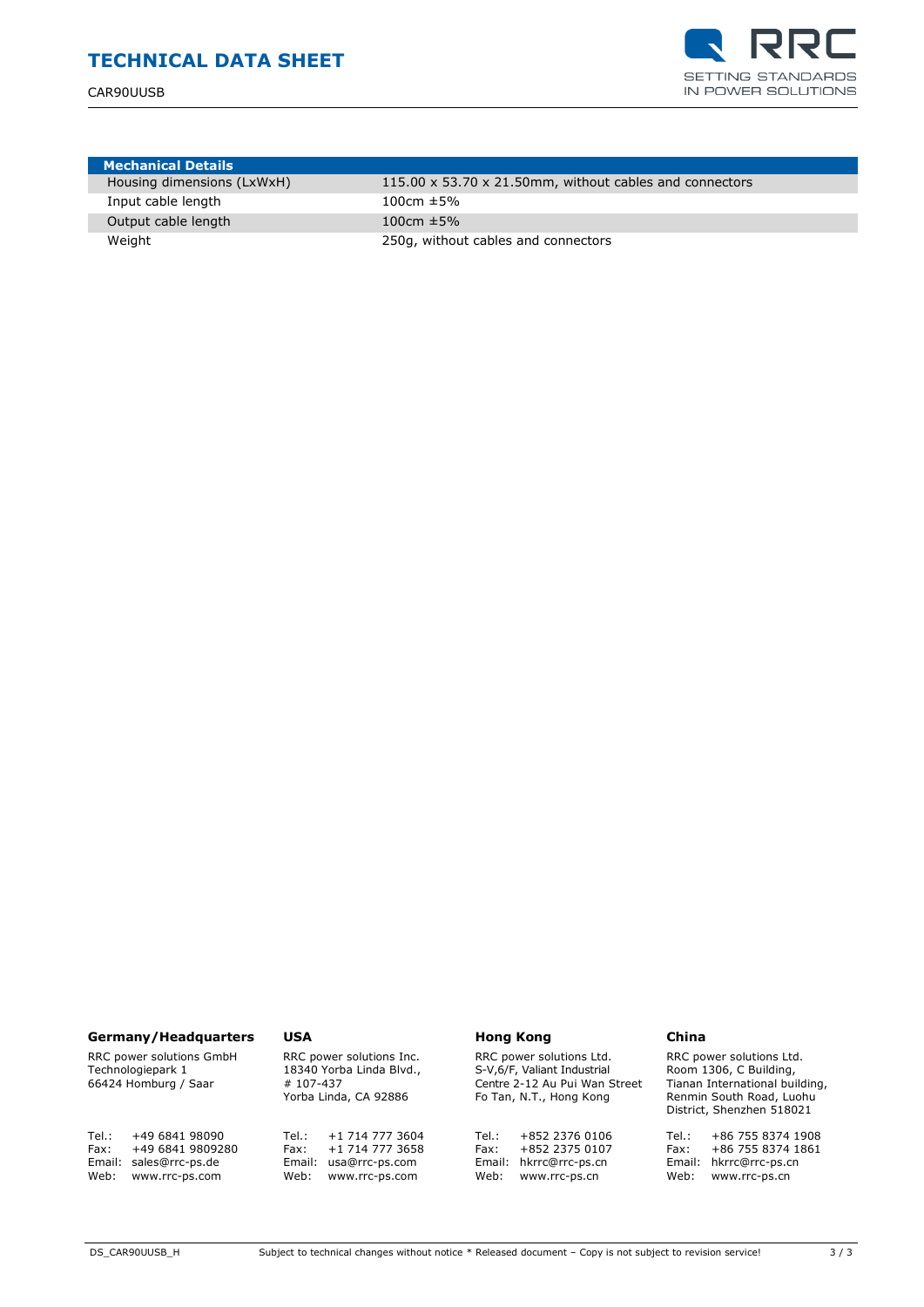| Mechanical Details | |
|---|---|
| Housing dimensions (LxWxH) | 115.00 x 53.70 x 21.50mm, without cables and connectors |
| Input cable length | 100cm ±5% |
| Output cable length | 100cm ±5% |
| Weight | 250g, without cables and connectors |

**Germany/Headquarters**

RRC power solutions GmbH
Technologiepark 1
66424 Homburg / Saar

Tel.: +49 6841 98090
Fax: +49 6841 9809280
Email: sales@rrc-ps.de
Web: www.rrc-ps.com

**USA**

RRC power solutions Inc.
18340 Yorba Linda Blvd.,
# 107-437
Yorba Linda, CA 92886

Tel.: +1 714 777 3604
Fax: +1 714 777 3658
Email: usa@rrc-ps.com
Web: www.rrc-ps.com

**Hong Kong**

RRC power solutions Ltd.
S-V,6/F, Valiant Industrial
Centre 2-12 Au Pui Wan Street
Fo Tan, N.T., Hong Kong

Tel.: +852 2376 0106
Fax: +852 2375 0107
Email: hkrrc@rrc-ps.cn
Web: www.rrc-ps.cn

**China**

RRC power solutions Ltd.
Room 1306, C Building,
Tianan International building,
Renmin South Road, Luohu
District, Shenzhen 518021

Tel.: +86 755 8374 1908
Fax: +86 755 8374 1861
Email: hkrrc@rrc-ps.cn
Web: www.rrc-ps.cn

DS_CAR90UUSB_H Subject to technical changes without notice * Released document – Copy is not subject to revision service!